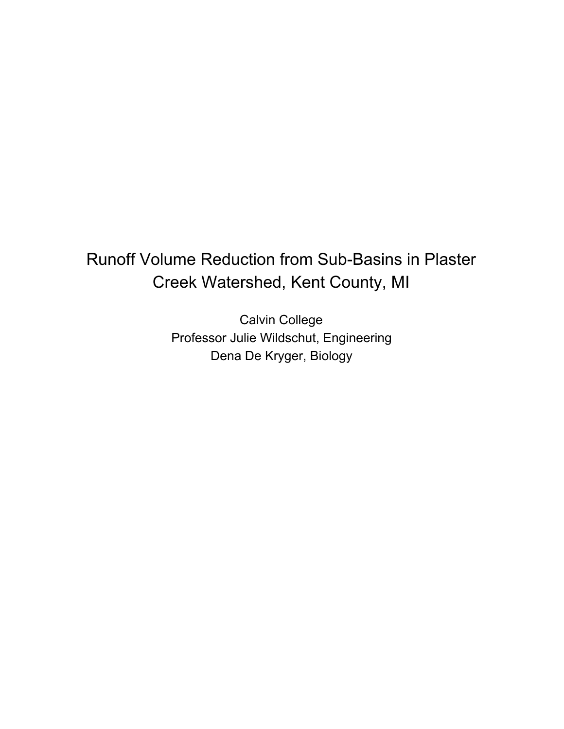# Runoff Volume Reduction from Sub-Basins in Plaster Creek Watershed, Kent County, MI

Calvin College

Professor Julie Wildschut, Engineering

Dena De Kryger, Biology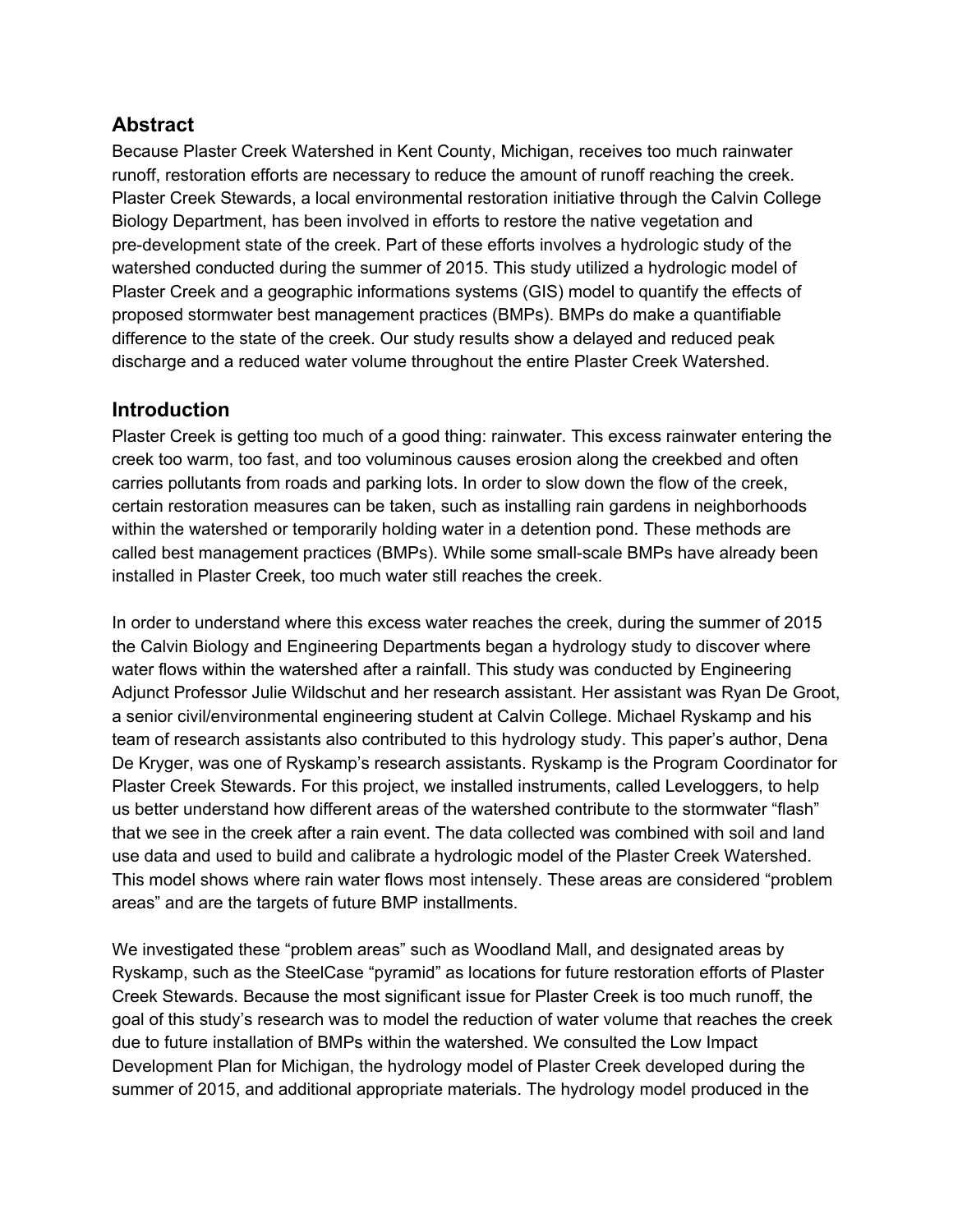## Abstract

Because Plaster Creek Watershed in Kent County, Michigan, receives too much rainwater runoff, restoration efforts are necessary to reduce the amount of runoff reaching the creek. Plaster Creek Stewards, a local environmental restoration initiative through the Calvin College Biology Department, has been involved in efforts to restore the native vegetation and pre-development state of the creek. Part of these efforts involves a hydrologic study of the watershed conducted during the summer of 2015. This study utilized a hydrologic model of Plaster Creek and a geographic informations systems (GIS) model to quantify the effects of proposed stormwater best management practices (BMPs). BMPs do make a quantifiable difference to the state of the creek. Our study results show a delayed and reduced peak discharge and a reduced water volume throughout the entire Plaster Creek Watershed.

## Introduction

Plaster Creek is getting too much of a good thing: rainwater. This excess rainwater entering the creek too warm, too fast, and too voluminous causes erosion along the creekbed and often carries pollutants from roads and parking lots. In order to slow down the flow of the creek, certain restoration measures can be taken, such as installing rain gardens in neighborhoods within the watershed or temporarily holding water in a detention pond. These methods are called best management practices (BMPs). While some small-scale BMPs have already been installed in Plaster Creek, too much water still reaches the creek.

In order to understand where this excess water reaches the creek, during the summer of 2015 the Calvin Biology and Engineering Departments began a hydrology study to discover where water flows within the watershed after a rainfall. This study was conducted by Engineering Adjunct Professor Julie Wildschut and her research assistant. Her assistant was Ryan De Groot, a senior civil/environmental engineering student at Calvin College. Michael Ryskamp and his team of research assistants also contributed to this hydrology study. This paper's author, Dena De Kryger, was one of Ryskamp's research assistants. Ryskamp is the Program Coordinator for Plaster Creek Stewards. For this project, we installed instruments, called Leveloggers, to help us better understand how different areas of the watershed contribute to the stormwater "flash" that we see in the creek after a rain event. The data collected was combined with soil and land use data and used to build and calibrate a hydrologic model of the Plaster Creek Watershed. This model shows where rain water flows most intensely. These areas are considered "problem areas" and are the targets of future BMP installments.

We investigated these "problem areas" such as Woodland Mall, and designated areas by Ryskamp, such as the SteelCase "pyramid" as locations for future restoration efforts of Plaster Creek Stewards. Because the most significant issue for Plaster Creek is too much runoff, the goal of this study's research was to model the reduction of water volume that reaches the creek due to future installation of BMPs within the watershed. We consulted the Low Impact Development Plan for Michigan, the hydrology model of Plaster Creek developed during the summer of 2015, and additional appropriate materials. The hydrology model produced in the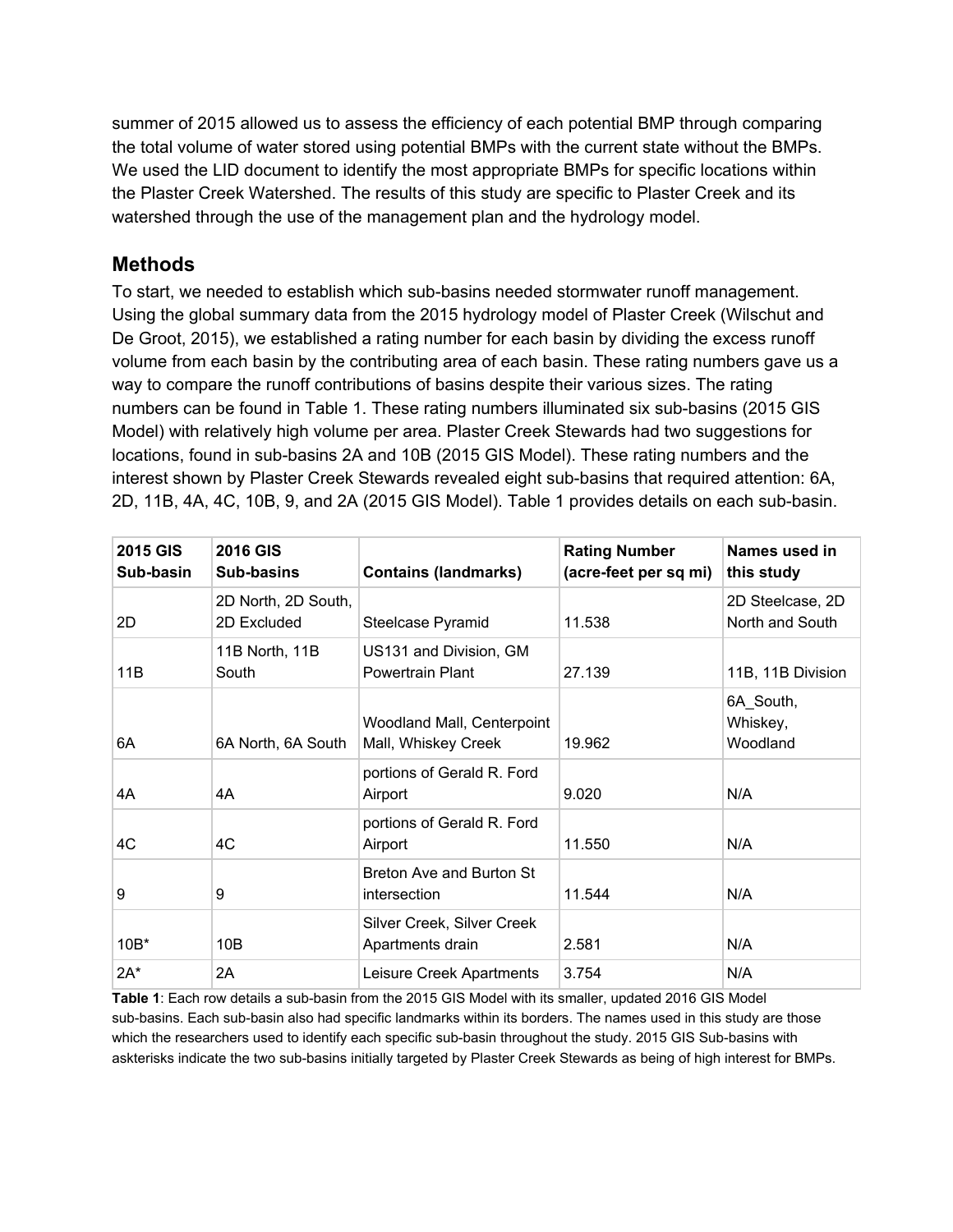summer of 2015 allowed us to assess the efficiency of each potential BMP through comparing the total volume of water stored using potential BMPs with the current state without the BMPs. We used the LID document to identify the most appropriate BMPs for specific locations within the Plaster Creek Watershed. The results of this study are specific to Plaster Creek and its watershed through the use of the management plan and the hydrology model.

## Methods

To start, we needed to establish which sub-basins needed stormwater runoff management. Using the global summary data from the 2015 hydrology model of Plaster Creek (Wilschut and De Groot, 2015), we established a rating number for each basin by dividing the excess runoff volume from each basin by the contributing area of each basin. These rating numbers gave us a way to compare the runoff contributions of basins despite their various sizes. The rating numbers can be found in Table 1. These rating numbers illuminated six sub-basins (2015 GIS Model) with relatively high volume per area. Plaster Creek Stewards had two suggestions for locations, found in sub-basins 2A and 10B (2015 GIS Model). These rating numbers and the interest shown by Plaster Creek Stewards revealed eight sub-basins that required attention: 6A, 2D, 11B, 4A, 4C, 10B, 9, and 2A (2015 GIS Model). Table 1 provides details on each sub-basin.

| 2015 GIS Sub-basin | 2016 GIS Sub-basins | Contains (landmarks) | Rating Number (acre-feet per sq mi) | Names used in this study |
|---|---|---|---|---|
| 2D | 2D North, 2D South, 2D Excluded | Steelcase Pyramid | 11.538 | 2D Steelcase, 2D North and South |
| 11B | 11B North, 11B South | US131 and Division, GM Powertrain Plant | 27.139 | 11B, 11B Division |
| 6A | 6A North, 6A South | Woodland Mall, Centerpoint Mall, Whiskey Creek | 19.962 | 6A_South, Whiskey, Woodland |
| 4A | 4A | portions of Gerald R. Ford Airport | 9.020 | N/A |
| 4C | 4C | portions of Gerald R. Ford Airport | 11.550 | N/A |
| 9 | 9 | Breton Ave and Burton St intersection | 11.544 | N/A |
| 10B* | 10B | Silver Creek, Silver Creek Apartments drain | 2.581 | N/A |
| 2A* | 2A | Leisure Creek Apartments | 3.754 | N/A |

**Table 1**: Each row details a sub-basin from the 2015 GIS Model with its smaller, updated 2016 GIS Model sub-basins. Each sub-basin also had specific landmarks within its borders. The names used in this study are those which the researchers used to identify each specific sub-basin throughout the study. 2015 GIS Sub-basins with askterisks indicate the two sub-basins initially targeted by Plaster Creek Stewards as being of high interest for BMPs.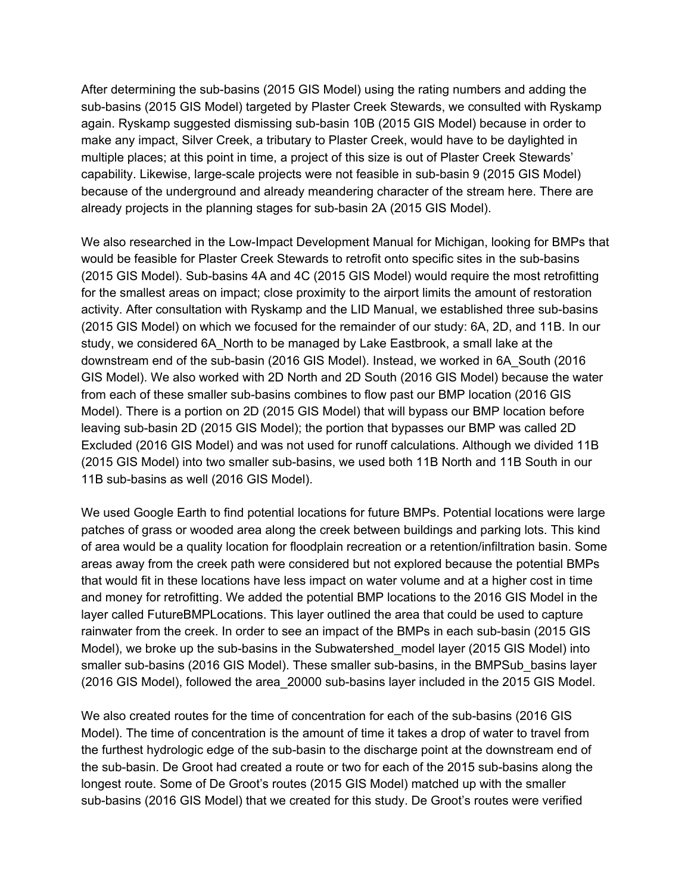After determining the sub-basins (2015 GIS Model) using the rating numbers and adding the sub-basins (2015 GIS Model) targeted by Plaster Creek Stewards, we consulted with Ryskamp again. Ryskamp suggested dismissing sub-basin 10B (2015 GIS Model) because in order to make any impact, Silver Creek, a tributary to Plaster Creek, would have to be daylighted in multiple places; at this point in time, a project of this size is out of Plaster Creek Stewards' capability. Likewise, large-scale projects were not feasible in sub-basin 9 (2015 GIS Model) because of the underground and already meandering character of the stream here. There are already projects in the planning stages for sub-basin 2A (2015 GIS Model).

We also researched in the Low-Impact Development Manual for Michigan, looking for BMPs that would be feasible for Plaster Creek Stewards to retrofit onto specific sites in the sub-basins (2015 GIS Model). Sub-basins 4A and 4C (2015 GIS Model) would require the most retrofitting for the smallest areas on impact; close proximity to the airport limits the amount of restoration activity. After consultation with Ryskamp and the LID Manual, we established three sub-basins (2015 GIS Model) on which we focused for the remainder of our study: 6A, 2D, and 11B. In our study, we considered 6A_North to be managed by Lake Eastbrook, a small lake at the downstream end of the sub-basin (2016 GIS Model). Instead, we worked in 6A_South (2016 GIS Model). We also worked with 2D North and 2D South (2016 GIS Model) because the water from each of these smaller sub-basins combines to flow past our BMP location (2016 GIS Model). There is a portion on 2D (2015 GIS Model) that will bypass our BMP location before leaving sub-basin 2D (2015 GIS Model); the portion that bypasses our BMP was called 2D Excluded (2016 GIS Model) and was not used for runoff calculations. Although we divided 11B (2015 GIS Model) into two smaller sub-basins, we used both 11B North and 11B South in our 11B sub-basins as well (2016 GIS Model).

We used Google Earth to find potential locations for future BMPs. Potential locations were large patches of grass or wooded area along the creek between buildings and parking lots. This kind of area would be a quality location for floodplain recreation or a retention/infiltration basin. Some areas away from the creek path were considered but not explored because the potential BMPs that would fit in these locations have less impact on water volume and at a higher cost in time and money for retrofitting. We added the potential BMP locations to the 2016 GIS Model in the layer called FutureBMPLocations. This layer outlined the area that could be used to capture rainwater from the creek. In order to see an impact of the BMPs in each sub-basin (2015 GIS Model), we broke up the sub-basins in the Subwatershed_model layer (2015 GIS Model) into smaller sub-basins (2016 GIS Model). These smaller sub-basins, in the BMPSub_basins layer (2016 GIS Model), followed the area_20000 sub-basins layer included in the 2015 GIS Model.

We also created routes for the time of concentration for each of the sub-basins (2016 GIS Model). The time of concentration is the amount of time it takes a drop of water to travel from the furthest hydrologic edge of the sub-basin to the discharge point at the downstream end of the sub-basin. De Groot had created a route or two for each of the 2015 sub-basins along the longest route. Some of De Groot's routes (2015 GIS Model) matched up with the smaller sub-basins (2016 GIS Model) that we created for this study. De Groot's routes were verified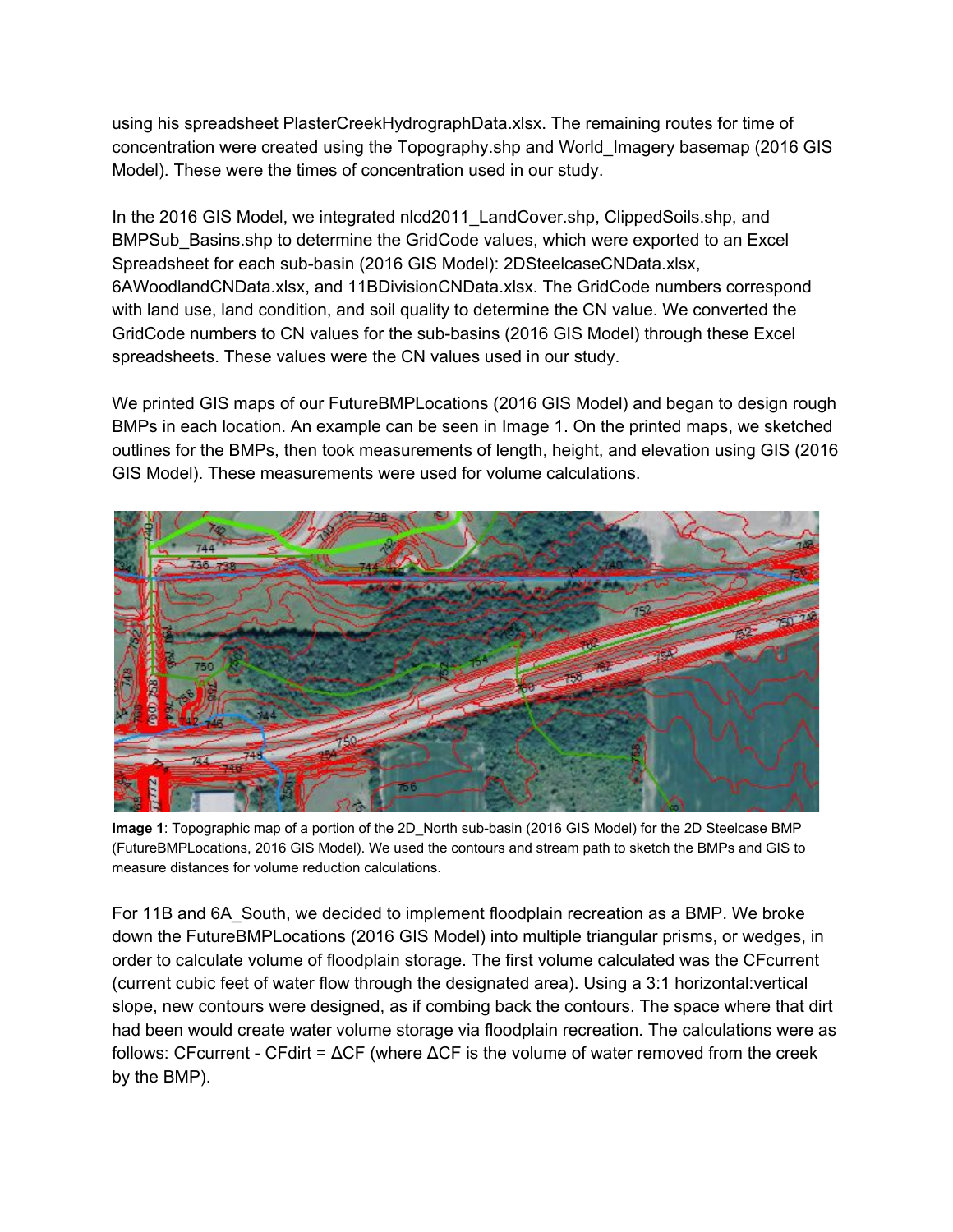using his spreadsheet PlasterCreekHydrographData.xlsx. The remaining routes for time of concentration were created using the Topography.shp and World_Imagery basemap (2016 GIS Model). These were the times of concentration used in our study.

In the 2016 GIS Model, we integrated nlcd2011_LandCover.shp, ClippedSoils.shp, and BMPSub_Basins.shp to determine the GridCode values, which were exported to an Excel Spreadsheet for each sub-basin (2016 GIS Model): 2DSteelcaseCNData.xlsx, 6AWoodlandCNData.xlsx, and 11BDivisionCNData.xlsx. The GridCode numbers correspond with land use, land condition, and soil quality to determine the CN value. We converted the GridCode numbers to CN values for the sub-basins (2016 GIS Model) through these Excel spreadsheets. These values were the CN values used in our study.

We printed GIS maps of our FutureBMPLocations (2016 GIS Model) and began to design rough BMPs in each location. An example can be seen in Image 1. On the printed maps, we sketched outlines for the BMPs, then took measurements of length, height, and elevation using GIS (2016 GIS Model). These measurements were used for volume calculations.

**Image 1**: Topographic map of a portion of the 2D_North sub-basin (2016 GIS Model) for the 2D Steelcase BMP (FutureBMPLocations, 2016 GIS Model). We used the contours and stream path to sketch the BMPs and GIS to measure distances for volume reduction calculations.

For 11B and 6A_South, we decided to implement floodplain recreation as a BMP. We broke down the FutureBMPLocations (2016 GIS Model) into multiple triangular prisms, or wedges, in order to calculate volume of floodplain storage. The first volume calculated was the CFcurrent (current cubic feet of water flow through the designated area). Using a 3:1 horizontal:vertical slope, new contours were designed, as if combing back the contours. The space where that dirt had been would create water volume storage via floodplain recreation. The calculations were as follows: $CFcurrent - CFdirt = \Delta CF$ (where $\Delta CF$ is the volume of water removed from the creek by the BMP).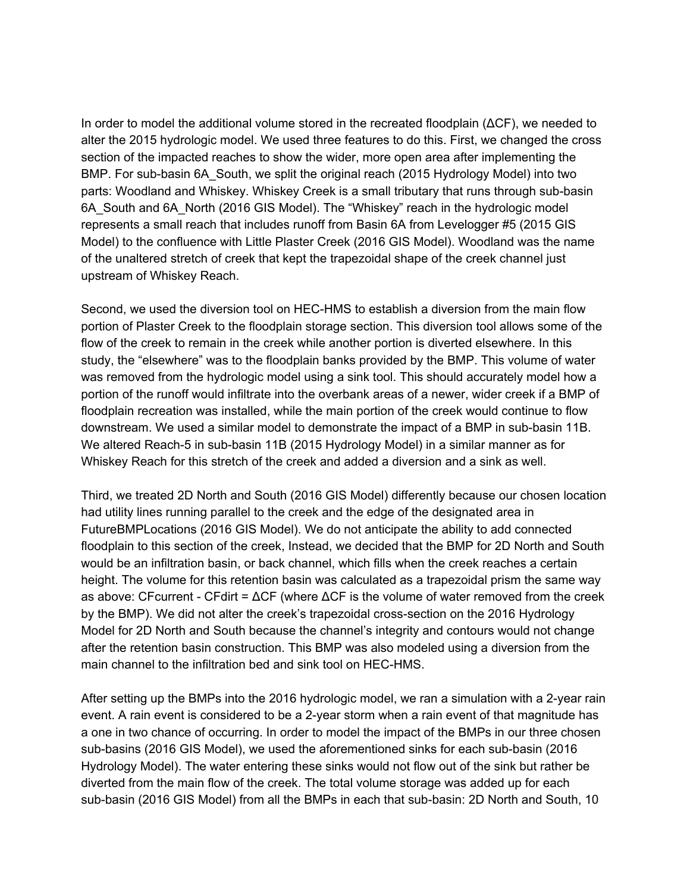In order to model the additional volume stored in the recreated floodplain (ΔCF), we needed to alter the 2015 hydrologic model. We used three features to do this. First, we changed the cross section of the impacted reaches to show the wider, more open area after implementing the BMP. For sub-basin 6A_South, we split the original reach (2015 Hydrology Model) into two parts: Woodland and Whiskey. Whiskey Creek is a small tributary that runs through sub-basin 6A_South and 6A_North (2016 GIS Model). The "Whiskey" reach in the hydrologic model represents a small reach that includes runoff from Basin 6A from Levelogger #5 (2015 GIS Model) to the confluence with Little Plaster Creek (2016 GIS Model). Woodland was the name of the unaltered stretch of creek that kept the trapezoidal shape of the creek channel just upstream of Whiskey Reach.

Second, we used the diversion tool on HEC-HMS to establish a diversion from the main flow portion of Plaster Creek to the floodplain storage section. This diversion tool allows some of the flow of the creek to remain in the creek while another portion is diverted elsewhere. In this study, the "elsewhere" was to the floodplain banks provided by the BMP. This volume of water was removed from the hydrologic model using a sink tool. This should accurately model how a portion of the runoff would infiltrate into the overbank areas of a newer, wider creek if a BMP of floodplain recreation was installed, while the main portion of the creek would continue to flow downstream. We used a similar model to demonstrate the impact of a BMP in sub-basin 11B. We altered Reach-5 in sub-basin 11B (2015 Hydrology Model) in a similar manner as for Whiskey Reach for this stretch of the creek and added a diversion and a sink as well.

Third, we treated 2D North and South (2016 GIS Model) differently because our chosen location had utility lines running parallel to the creek and the edge of the designated area in FutureBMPLocations (2016 GIS Model). We do not anticipate the ability to add connected floodplain to this section of the creek, Instead, we decided that the BMP for 2D North and South would be an infiltration basin, or back channel, which fills when the creek reaches a certain height. The volume for this retention basin was calculated as a trapezoidal prism the same way as above: $CF_{current} - CF_{dirt} = \Delta CF$ (where ΔCF is the volume of water removed from the creek by the BMP). We did not alter the creek's trapezoidal cross-section on the 2016 Hydrology Model for 2D North and South because the channel's integrity and contours would not change after the retention basin construction. This BMP was also modeled using a diversion from the main channel to the infiltration bed and sink tool on HEC-HMS.

After setting up the BMPs into the 2016 hydrologic model, we ran a simulation with a 2-year rain event. A rain event is considered to be a 2-year storm when a rain event of that magnitude has a one in two chance of occurring. In order to model the impact of the BMPs in our three chosen sub-basins (2016 GIS Model), we used the aforementioned sinks for each sub-basin (2016 Hydrology Model). The water entering these sinks would not flow out of the sink but rather be diverted from the main flow of the creek. The total volume storage was added up for each sub-basin (2016 GIS Model) from all the BMPs in each that sub-basin: 2D North and South, 10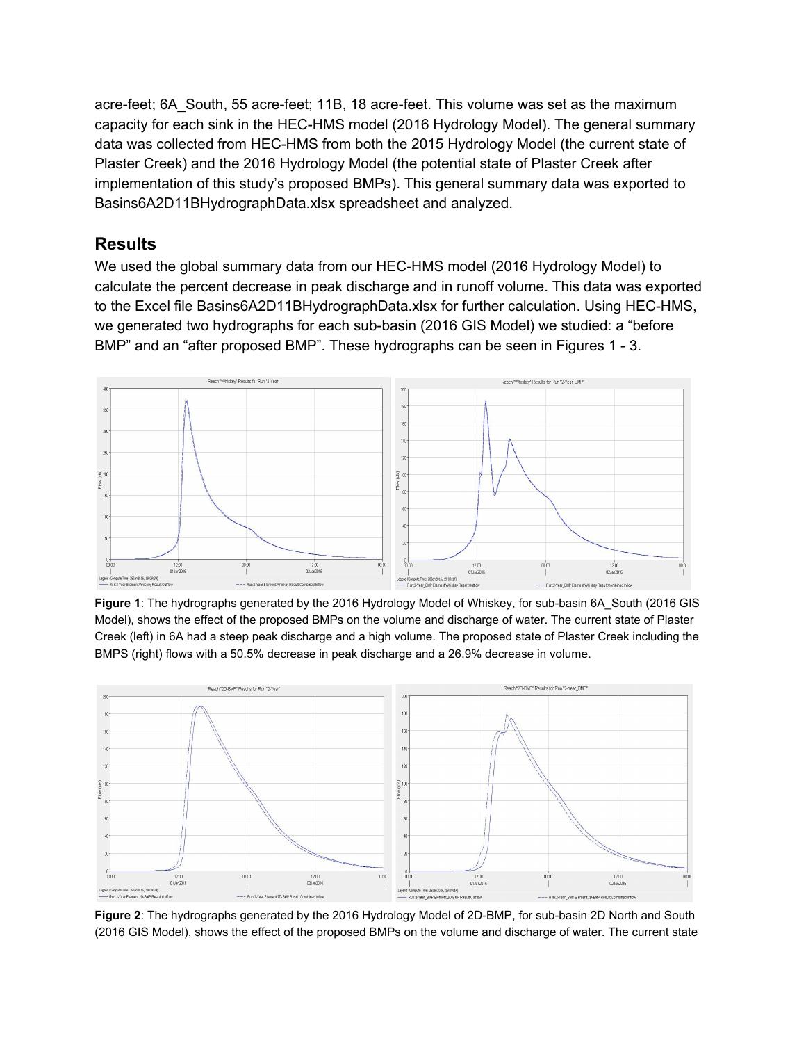acre-feet; 6A_South, 55 acre-feet; 11B, 18 acre-feet. This volume was set as the maximum capacity for each sink in the HEC-HMS model (2016 Hydrology Model). The general summary data was collected from HEC-HMS from both the 2015 Hydrology Model (the current state of Plaster Creek) and the 2016 Hydrology Model (the potential state of Plaster Creek after implementation of this study's proposed BMPs). This general summary data was exported to Basins6A2D11BHydrographData.xlsx spreadsheet and analyzed.

## Results

We used the global summary data from our HEC-HMS model (2016 Hydrology Model) to calculate the percent decrease in peak discharge and in runoff volume. This data was exported to the Excel file Basins6A2D11BHydrographData.xlsx for further calculation. Using HEC-HMS, we generated two hydrographs for each sub-basin (2016 GIS Model) we studied: a "before BMP" and an "after proposed BMP". These hydrographs can be seen in Figures 1 - 3.

**Figure 1**: The hydrographs generated by the 2016 Hydrology Model of Whiskey, for sub-basin 6A_South (2016 GIS Model), shows the effect of the proposed BMPs on the volume and discharge of water. The current state of Plaster Creek (left) in 6A had a steep peak discharge and a high volume. The proposed state of Plaster Creek including the BMPS (right) flows with a 50.5% decrease in peak discharge and a 26.9% decrease in volume.

**Figure 2**: The hydrographs generated by the 2016 Hydrology Model of 2D-BMP, for sub-basin 2D North and South (2016 GIS Model), shows the effect of the proposed BMPs on the volume and discharge of water. The current state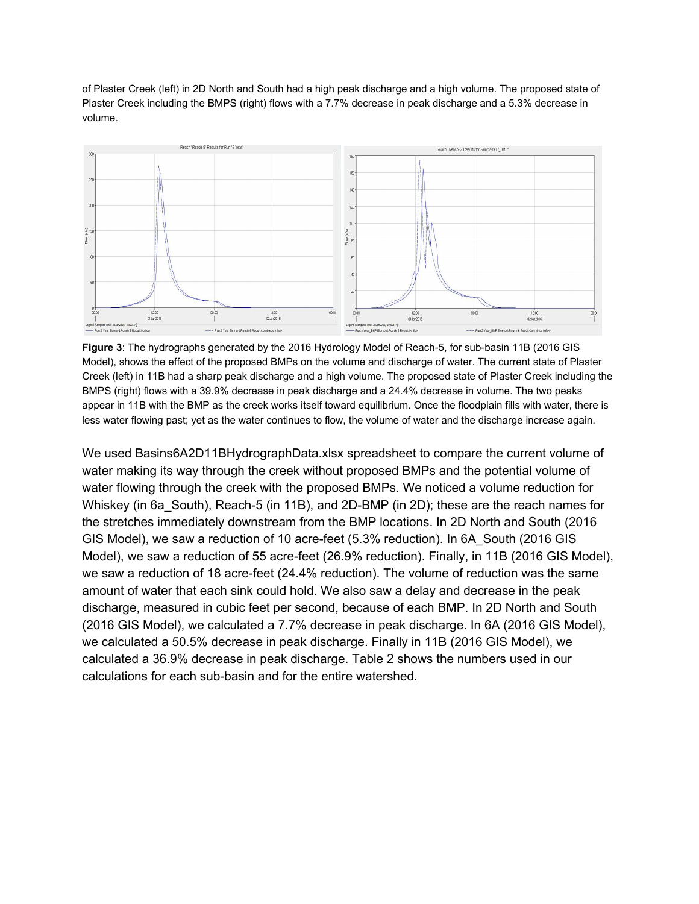of Plaster Creek (left) in 2D North and South had a high peak discharge and a high volume. The proposed state of Plaster Creek including the BMPS (right) flows with a 7.7% decrease in peak discharge and a 5.3% decrease in volume.

**Figure 3**: The hydrographs generated by the 2016 Hydrology Model of Reach-5, for sub-basin 11B (2016 GIS Model), shows the effect of the proposed BMPs on the volume and discharge of water. The current state of Plaster Creek (left) in 11B had a sharp peak discharge and a high volume. The proposed state of Plaster Creek including the BMPS (right) flows with a 39.9% decrease in peak discharge and a 24.4% decrease in volume. The two peaks appear in 11B with the BMP as the creek works itself toward equilibrium. Once the floodplain fills with water, there is less water flowing past; yet as the water continues to flow, the volume of water and the discharge increase again.

We used Basins6A2D11BHydrographData.xlsx spreadsheet to compare the current volume of water making its way through the creek without proposed BMPs and the potential volume of water flowing through the creek with the proposed BMPs. We noticed a volume reduction for Whiskey (in 6a_South), Reach-5 (in 11B), and 2D-BMP (in 2D); these are the reach names for the stretches immediately downstream from the BMP locations. In 2D North and South (2016 GIS Model), we saw a reduction of 10 acre-feet (5.3% reduction). In 6A_South (2016 GIS Model), we saw a reduction of 55 acre-feet (26.9% reduction). Finally, in 11B (2016 GIS Model), we saw a reduction of 18 acre-feet (24.4% reduction). The volume of reduction was the same amount of water that each sink could hold. We also saw a delay and decrease in the peak discharge, measured in cubic feet per second, because of each BMP. In 2D North and South (2016 GIS Model), we calculated a 7.7% decrease in peak discharge. In 6A (2016 GIS Model), we calculated a 50.5% decrease in peak discharge. Finally in 11B (2016 GIS Model), we calculated a 36.9% decrease in peak discharge. Table 2 shows the numbers used in our calculations for each sub-basin and for the entire watershed.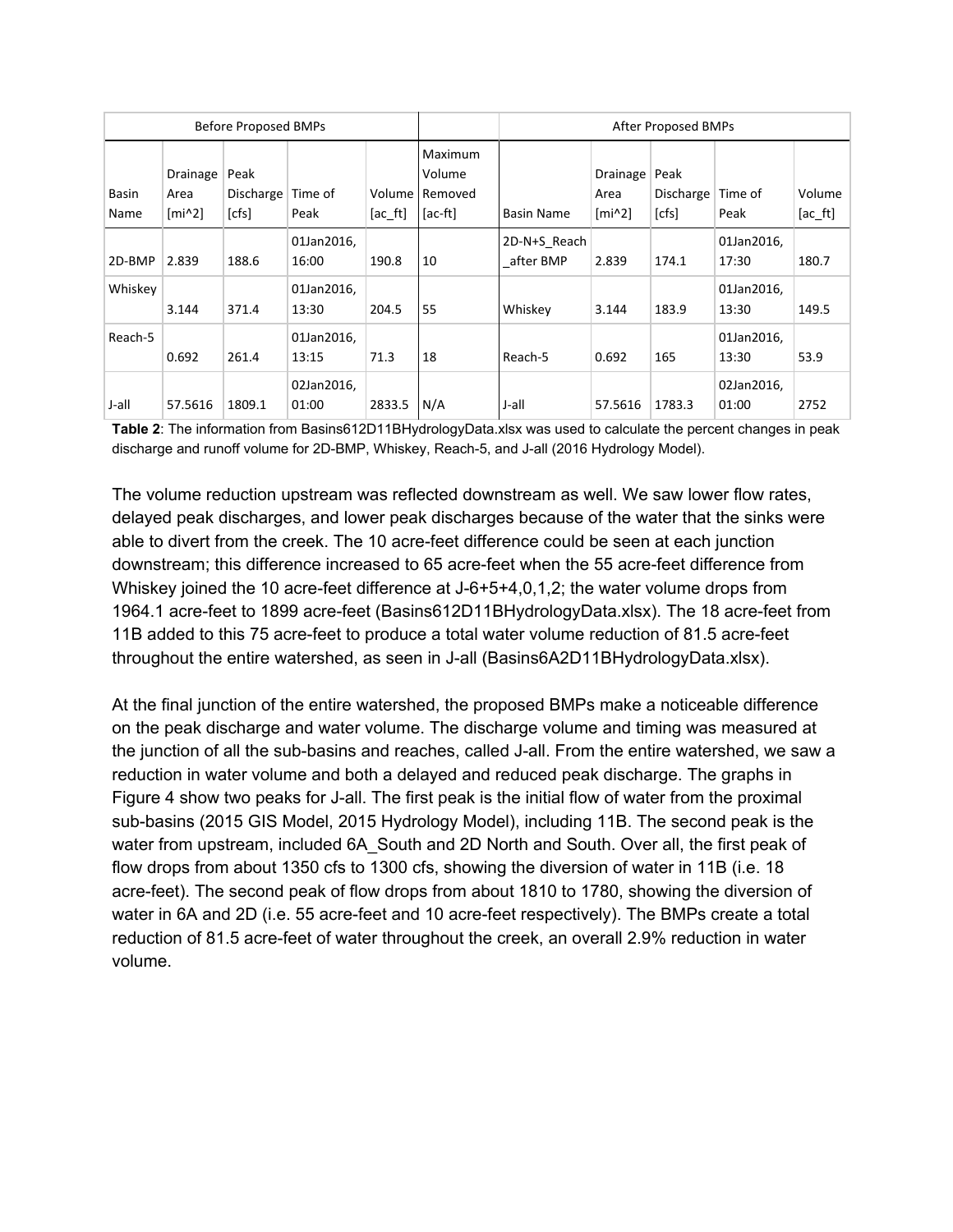| Before Proposed BMPs | | | | | | After Proposed BMPs | | | | |
|---|---|---|---|---|---|---|---|---|---|---|
| Basin Name | Drainage Area [mi^2] | Peak Discharge [cfs] | Time of Peak | Volume [ac_ft] | Maximum Volume Removed [ac-ft] | Basin Name | Drainage Area [mi^2] | Peak Discharge [cfs] | Time of Peak | Volume [ac_ft] |
| 2D-BMP | 2.839 | 188.6 | 01Jan2016, 16:00 | 190.8 | 10 | 2D-N+S_Reach_after BMP | 2.839 | 174.1 | 01Jan2016, 17:30 | 180.7 |
| Whiskey | 3.144 | 371.4 | 01Jan2016, 13:30 | 204.5 | 55 | Whiskey | 3.144 | 183.9 | 01Jan2016, 13:30 | 149.5 |
| Reach-5 | 0.692 | 261.4 | 01Jan2016, 13:15 | 71.3 | 18 | Reach-5 | 0.692 | 165 | 01Jan2016, 13:30 | 53.9 |
| J-all | 57.5616 | 1809.1 | 02Jan2016, 01:00 | 2833.5 | N/A | J-all | 57.5616 | 1783.3 | 02Jan2016, 01:00 | 2752 |

**Table 2**: The information from Basins612D11BHydrologyData.xlsx was used to calculate the percent changes in peak discharge and runoff volume for 2D-BMP, Whiskey, Reach-5, and J-all (2016 Hydrology Model).

The volume reduction upstream was reflected downstream as well. We saw lower flow rates, delayed peak discharges, and lower peak discharges because of the water that the sinks were able to divert from the creek. The 10 acre-feet difference could be seen at each junction downstream; this difference increased to 65 acre-feet when the 55 acre-feet difference from Whiskey joined the 10 acre-feet difference at J-6+5+4,0,1,2; the water volume drops from 1964.1 acre-feet to 1899 acre-feet (Basins612D11BHydrologyData.xlsx). The 18 acre-feet from 11B added to this 75 acre-feet to produce a total water volume reduction of 81.5 acre-feet throughout the entire watershed, as seen in J-all (Basins6A2D11BHydrologyData.xlsx).

At the final junction of the entire watershed, the proposed BMPs make a noticeable difference on the peak discharge and water volume. The discharge volume and timing was measured at the junction of all the sub-basins and reaches, called J-all. From the entire watershed, we saw a reduction in water volume and both a delayed and reduced peak discharge. The graphs in Figure 4 show two peaks for J-all. The first peak is the initial flow of water from the proximal sub-basins (2015 GIS Model, 2015 Hydrology Model), including 11B. The second peak is the water from upstream, included 6A_South and 2D North and South. Over all, the first peak of flow drops from about 1350 cfs to 1300 cfs, showing the diversion of water in 11B (i.e. 18 acre-feet). The second peak of flow drops from about 1810 to 1780, showing the diversion of water in 6A and 2D (i.e. 55 acre-feet and 10 acre-feet respectively). The BMPs create a total reduction of 81.5 acre-feet of water throughout the creek, an overall 2.9% reduction in water volume.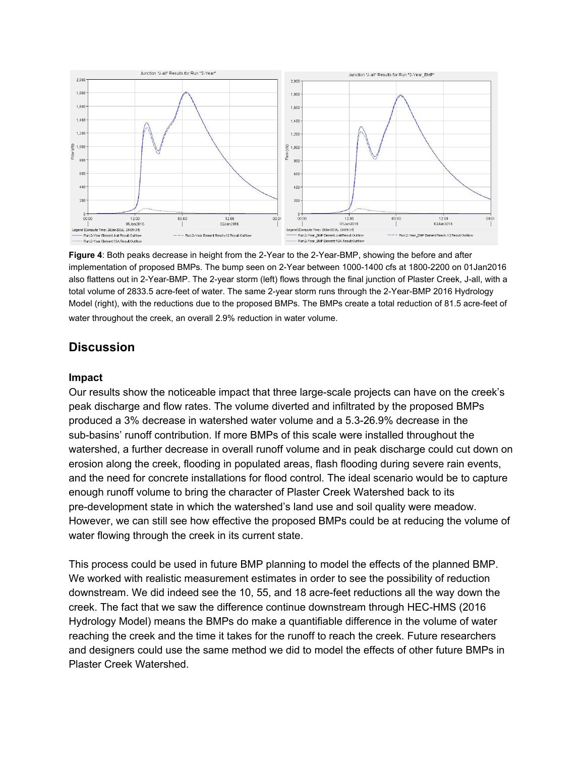**Figure 4**: Both peaks decrease in height from the 2-Year to the 2-Year-BMP, showing the before and after implementation of proposed BMPs. The bump seen on 2-Year between 1000-1400 cfs at 1800-2200 on 01Jan2016 also flattens out in 2-Year-BMP. The 2-year storm (left) flows through the final junction of Plaster Creek, J-all, with a total volume of 2833.5 acre-feet of water. The same 2-year storm runs through the 2-Year-BMP 2016 Hydrology Model (right), with the reductions due to the proposed BMPs. The BMPs create a total reduction of 81.5 acre-feet of water throughout the creek, an overall 2.9% reduction in water volume.

## Discussion

### Impact

Our results show the noticeable impact that three large-scale projects can have on the creek's peak discharge and flow rates. The volume diverted and infiltrated by the proposed BMPs produced a 3% decrease in watershed water volume and a 5.3-26.9% decrease in the sub-basins' runoff contribution. If more BMPs of this scale were installed throughout the watershed, a further decrease in overall runoff volume and in peak discharge could cut down on erosion along the creek, flooding in populated areas, flash flooding during severe rain events, and the need for concrete installations for flood control. The ideal scenario would be to capture enough runoff volume to bring the character of Plaster Creek Watershed back to its pre-development state in which the watershed's land use and soil quality were meadow. However, we can still see how effective the proposed BMPs could be at reducing the volume of water flowing through the creek in its current state.

This process could be used in future BMP planning to model the effects of the planned BMP. We worked with realistic measurement estimates in order to see the possibility of reduction downstream. We did indeed see the 10, 55, and 18 acre-feet reductions all the way down the creek. The fact that we saw the difference continue downstream through HEC-HMS (2016 Hydrology Model) means the BMPs do make a quantifiable difference in the volume of water reaching the creek and the time it takes for the runoff to reach the creek. Future researchers and designers could use the same method we did to model the effects of other future BMPs in Plaster Creek Watershed.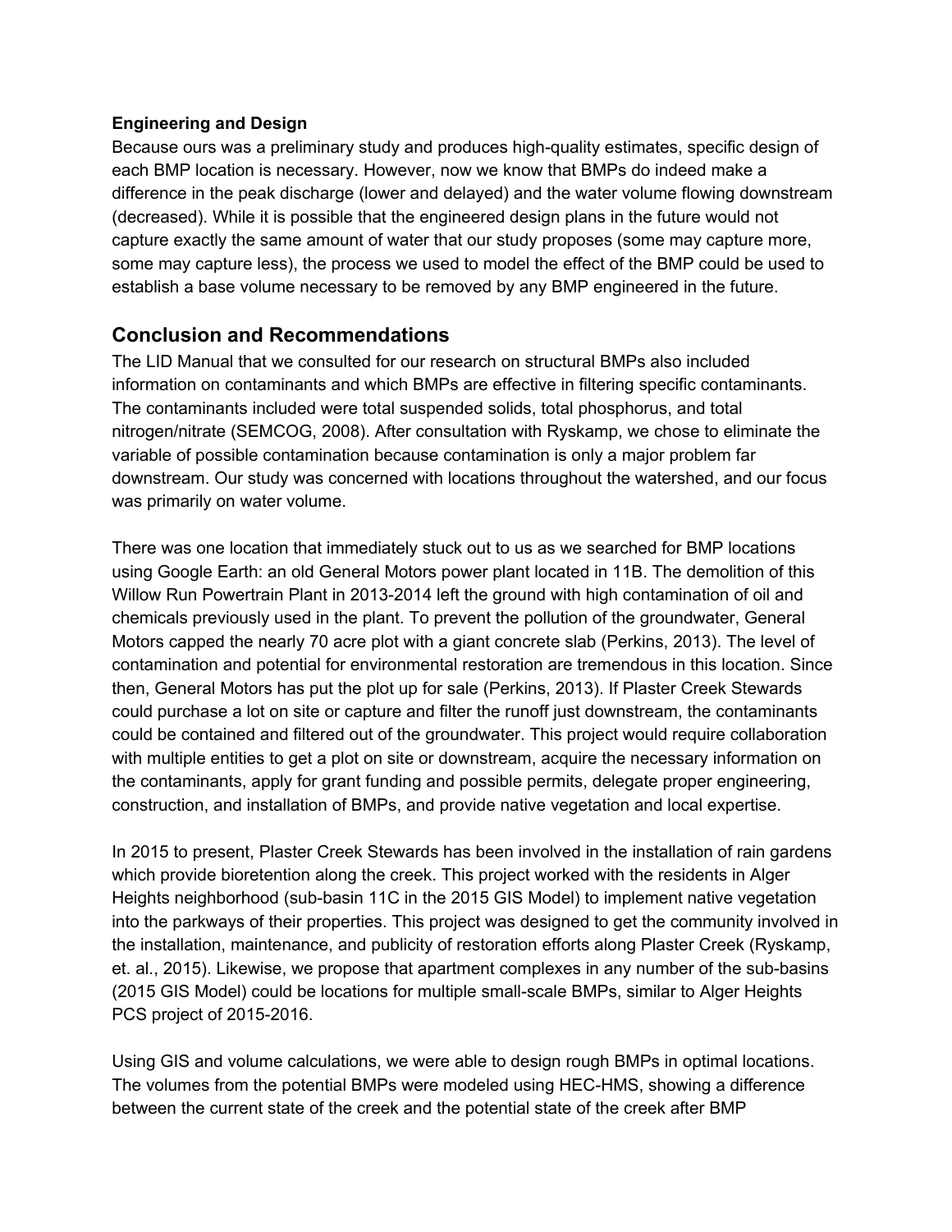**Engineering and Design**

Because ours was a preliminary study and produces high-quality estimates, specific design of each BMP location is necessary. However, now we know that BMPs do indeed make a difference in the peak discharge (lower and delayed) and the water volume flowing downstream (decreased). While it is possible that the engineered design plans in the future would not capture exactly the same amount of water that our study proposes (some may capture more, some may capture less), the process we used to model the effect of the BMP could be used to establish a base volume necessary to be removed by any BMP engineered in the future.

## Conclusion and Recommendations

The LID Manual that we consulted for our research on structural BMPs also included information on contaminants and which BMPs are effective in filtering specific contaminants. The contaminants included were total suspended solids, total phosphorus, and total nitrogen/nitrate (SEMCOG, 2008). After consultation with Ryskamp, we chose to eliminate the variable of possible contamination because contamination is only a major problem far downstream. Our study was concerned with locations throughout the watershed, and our focus was primarily on water volume.

There was one location that immediately stuck out to us as we searched for BMP locations using Google Earth: an old General Motors power plant located in 11B. The demolition of this Willow Run Powertrain Plant in 2013-2014 left the ground with high contamination of oil and chemicals previously used in the plant. To prevent the pollution of the groundwater, General Motors capped the nearly 70 acre plot with a giant concrete slab (Perkins, 2013). The level of contamination and potential for environmental restoration are tremendous in this location. Since then, General Motors has put the plot up for sale (Perkins, 2013). If Plaster Creek Stewards could purchase a lot on site or capture and filter the runoff just downstream, the contaminants could be contained and filtered out of the groundwater. This project would require collaboration with multiple entities to get a plot on site or downstream, acquire the necessary information on the contaminants, apply for grant funding and possible permits, delegate proper engineering, construction, and installation of BMPs, and provide native vegetation and local expertise.

In 2015 to present, Plaster Creek Stewards has been involved in the installation of rain gardens which provide bioretention along the creek. This project worked with the residents in Alger Heights neighborhood (sub-basin 11C in the 2015 GIS Model) to implement native vegetation into the parkways of their properties. This project was designed to get the community involved in the installation, maintenance, and publicity of restoration efforts along Plaster Creek (Ryskamp, et. al., 2015). Likewise, we propose that apartment complexes in any number of the sub-basins (2015 GIS Model) could be locations for multiple small-scale BMPs, similar to Alger Heights PCS project of 2015-2016.

Using GIS and volume calculations, we were able to design rough BMPs in optimal locations. The volumes from the potential BMPs were modeled using HEC-HMS, showing a difference between the current state of the creek and the potential state of the creek after BMP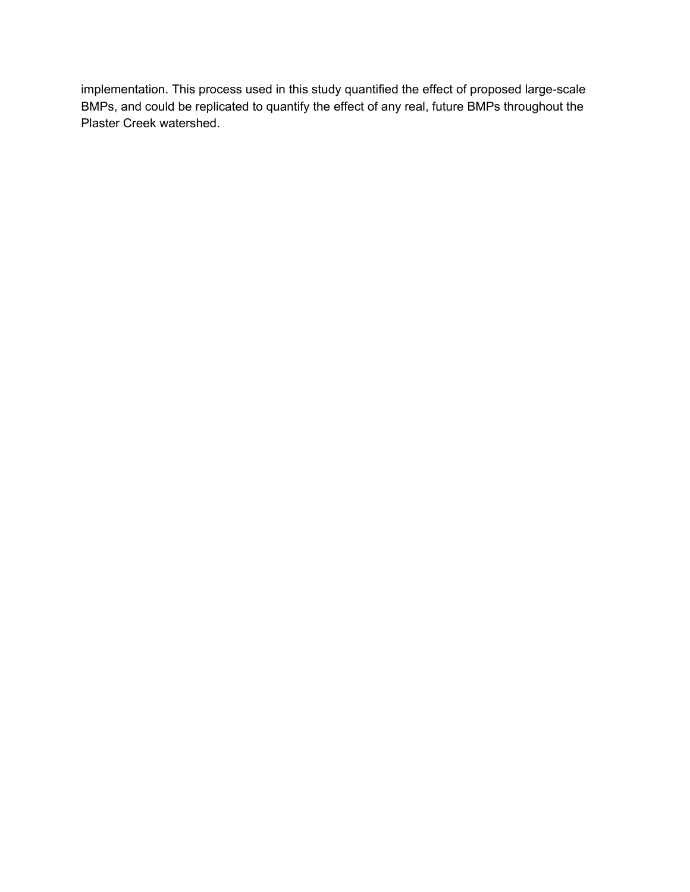implementation. This process used in this study quantified the effect of proposed large-scale BMPs, and could be replicated to quantify the effect of any real, future BMPs throughout the Plaster Creek watershed.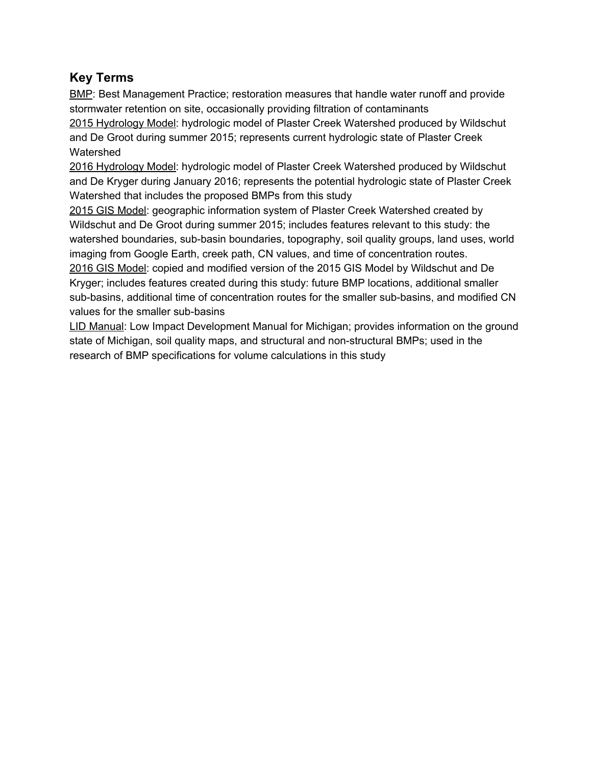## Key Terms

BMP: Best Management Practice; restoration measures that handle water runoff and provide stormwater retention on site, occasionally providing filtration of contaminants

2015 Hydrology Model: hydrologic model of Plaster Creek Watershed produced by Wildschut and De Groot during summer 2015; represents current hydrologic state of Plaster Creek Watershed

2016 Hydrology Model: hydrologic model of Plaster Creek Watershed produced by Wildschut and De Kryger during January 2016; represents the potential hydrologic state of Plaster Creek Watershed that includes the proposed BMPs from this study

2015 GIS Model: geographic information system of Plaster Creek Watershed created by Wildschut and De Groot during summer 2015; includes features relevant to this study: the watershed boundaries, sub-basin boundaries, topography, soil quality groups, land uses, world imaging from Google Earth, creek path, CN values, and time of concentration routes.

2016 GIS Model: copied and modified version of the 2015 GIS Model by Wildschut and De Kryger; includes features created during this study: future BMP locations, additional smaller sub-basins, additional time of concentration routes for the smaller sub-basins, and modified CN values for the smaller sub-basins

LID Manual: Low Impact Development Manual for Michigan; provides information on the ground state of Michigan, soil quality maps, and structural and non-structural BMPs; used in the research of BMP specifications for volume calculations in this study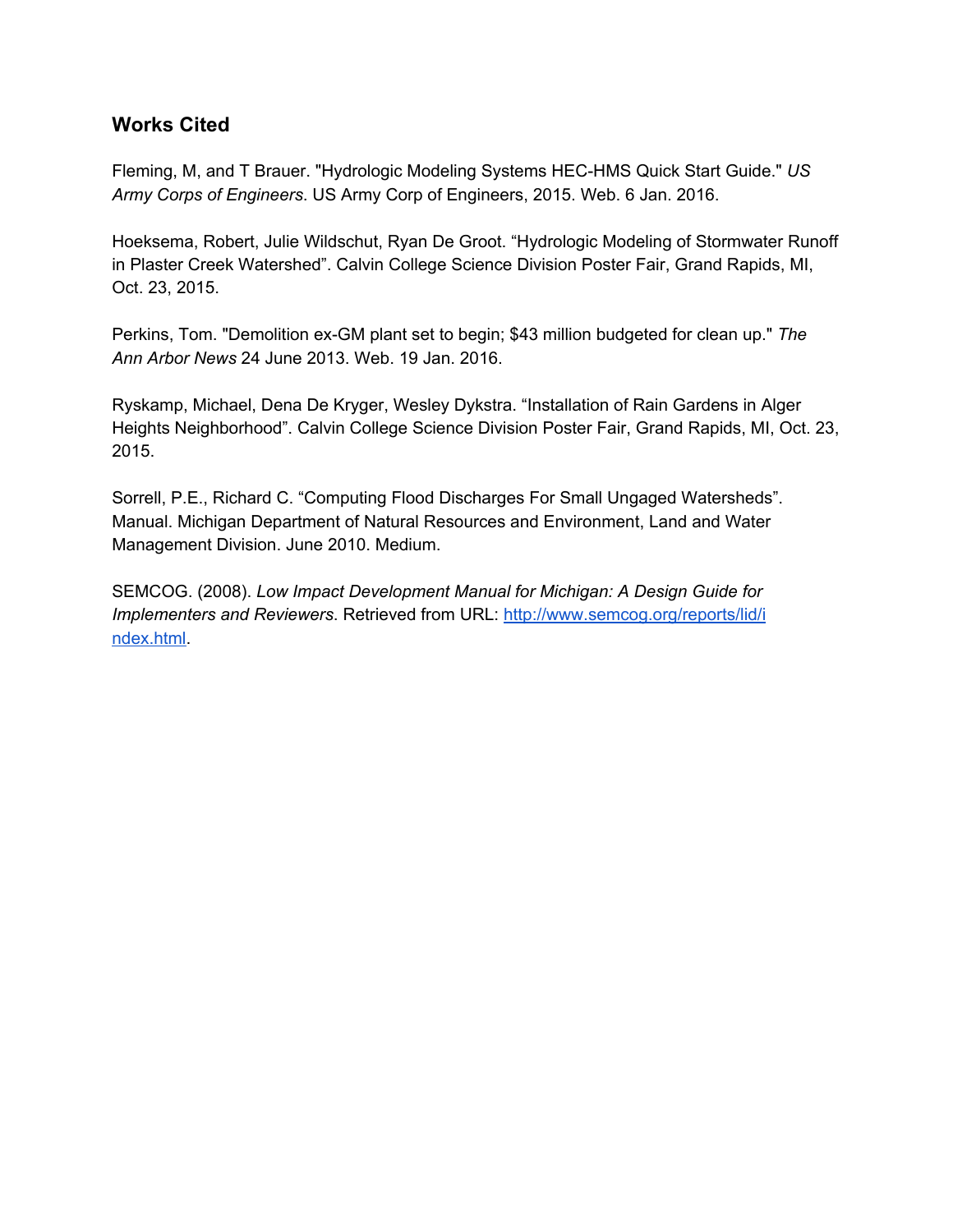## Works Cited

Fleming, M, and T Brauer. "Hydrologic Modeling Systems HEC-HMS Quick Start Guide." *US Army Corps of Engineers*. US Army Corp of Engineers, 2015. Web. 6 Jan. 2016.

Hoeksema, Robert, Julie Wildschut, Ryan De Groot. "Hydrologic Modeling of Stormwater Runoff in Plaster Creek Watershed". Calvin College Science Division Poster Fair, Grand Rapids, MI, Oct. 23, 2015.

Perkins, Tom. "Demolition ex-GM plant set to begin; $43 million budgeted for clean up." *The Ann Arbor News* 24 June 2013. Web. 19 Jan. 2016.

Ryskamp, Michael, Dena De Kryger, Wesley Dykstra. "Installation of Rain Gardens in Alger Heights Neighborhood". Calvin College Science Division Poster Fair, Grand Rapids, MI, Oct. 23, 2015.

Sorrell, P.E., Richard C. "Computing Flood Discharges For Small Ungaged Watersheds". Manual. Michigan Department of Natural Resources and Environment, Land and Water Management Division. June 2010. Medium.

SEMCOG. (2008). *Low Impact Development Manual for Michigan: A Design Guide for Implementers and Reviewers*. Retrieved from URL: [http://www.semcog.org/reports/lid/index.html](http://www.semcog.org/reports/lid/index.html).